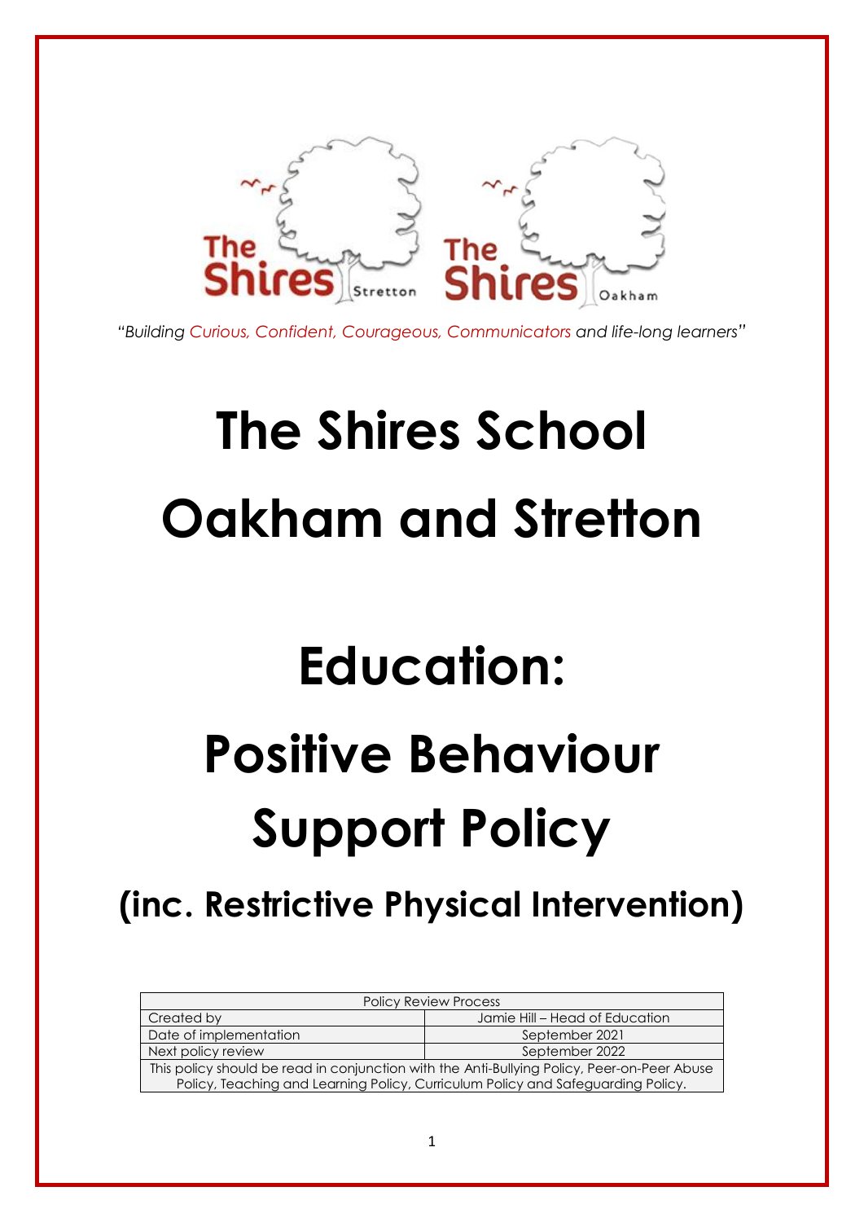The Shires Stretton    The Shires Oakham

*"Building Curious, Confident, Courageous, Communicators and life-long learners"*

# The Shires School Oakham and Stretton

# Education: Positive Behaviour Support Policy

## (inc. Restrictive Physical Intervention)

| Policy Review Process | |
|---|---|
| Created by | Jamie Hill – Head of Education |
| Date of implementation | September 2021 |
| Next policy review | September 2022 |
| This policy should be read in conjunction with the Anti-Bullying Policy, Peer-on-Peer Abuse Policy, Teaching and Learning Policy, Curriculum Policy and Safeguarding Policy. | |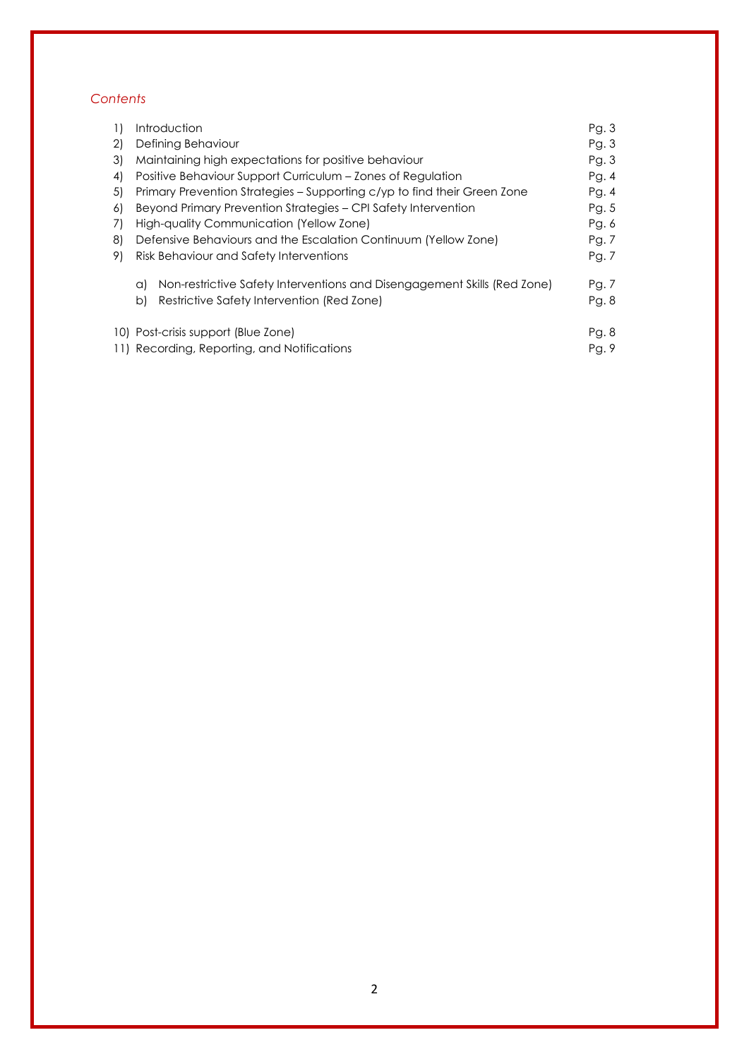*Contents*

| | | |
|---|---|---|
| 1) | Introduction | Pg. 3 |
| 2) | Defining Behaviour | Pg. 3 |
| 3) | Maintaining high expectations for positive behaviour | Pg. 3 |
| 4) | Positive Behaviour Support Curriculum – Zones of Regulation | Pg. 4 |
| 5) | Primary Prevention Strategies – Supporting c/yp to find their Green Zone | Pg. 4 |
| 6) | Beyond Primary Prevention Strategies – CPI Safety Intervention | Pg. 5 |
| 7) | High-quality Communication (Yellow Zone) | Pg. 6 |
| 8) | Defensive Behaviours and the Escalation Continuum (Yellow Zone) | Pg. 7 |
| 9) | Risk Behaviour and Safety Interventions | Pg. 7 |
| | a) Non-restrictive Safety Interventions and Disengagement Skills (Red Zone) | Pg. 7 |
| | b) Restrictive Safety Intervention (Red Zone) | Pg. 8 |
| 10) | Post-crisis support (Blue Zone) | Pg. 8 |
| 11) | Recording, Reporting, and Notifications | Pg. 9 |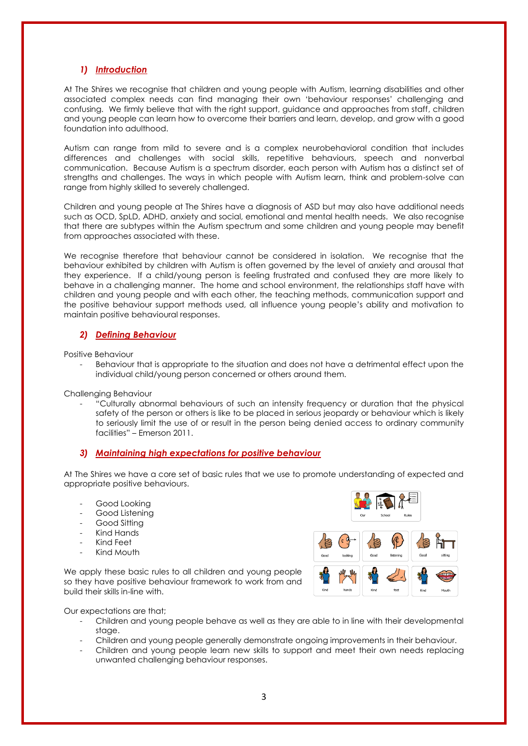### *1) Introduction*

At The Shires we recognise that children and young people with Autism, learning disabilities and other associated complex needs can find managing their own 'behaviour responses' challenging and confusing. We firmly believe that with the right support, guidance and approaches from staff, children and young people can learn how to overcome their barriers and learn, develop, and grow with a good foundation into adulthood.

Autism can range from mild to severe and is a complex neurobehavioral condition that includes differences and challenges with social skills, repetitive behaviours, speech and nonverbal communication. Because Autism is a spectrum disorder, each person with Autism has a distinct set of strengths and challenges. The ways in which people with Autism learn, think and problem-solve can range from highly skilled to severely challenged.

Children and young people at The Shires have a diagnosis of ASD but may also have additional needs such as OCD, SpLD, ADHD, anxiety and social, emotional and mental health needs. We also recognise that there are subtypes within the Autism spectrum and some children and young people may benefit from approaches associated with these.

We recognise therefore that behaviour cannot be considered in isolation. We recognise that the behaviour exhibited by children with Autism is often governed by the level of anxiety and arousal that they experience. If a child/young person is feeling frustrated and confused they are more likely to behave in a challenging manner. The home and school environment, the relationships staff have with children and young people and with each other, the teaching methods, communication support and the positive behaviour support methods used, all influence young people's ability and motivation to maintain positive behavioural responses.

### *2) Defining Behaviour*

Positive Behaviour

- Behaviour that is appropriate to the situation and does not have a detrimental effect upon the individual child/young person concerned or others around them.

Challenging Behaviour

- "Culturally abnormal behaviours of such an intensity frequency or duration that the physical safety of the person or others is like to be placed in serious jeopardy or behaviour which is likely to seriously limit the use of or result in the person being denied access to ordinary community facilities" – Emerson 2011.

### *3) Maintaining high expectations for positive behaviour*

At The Shires we have a core set of basic rules that we use to promote understanding of expected and appropriate positive behaviours.

- Good Looking
- Good Listening
- Good Sitting
- Kind Hands
- Kind Feet
- Kind Mouth

We apply these basic rules to all children and young people so they have positive behaviour framework to work from and build their skills in-line with.

Our expectations are that;

- Children and young people behave as well as they are able to in line with their developmental stage.
- Children and young people generally demonstrate ongoing improvements in their behaviour.
- Children and young people learn new skills to support and meet their own needs replacing unwanted challenging behaviour responses.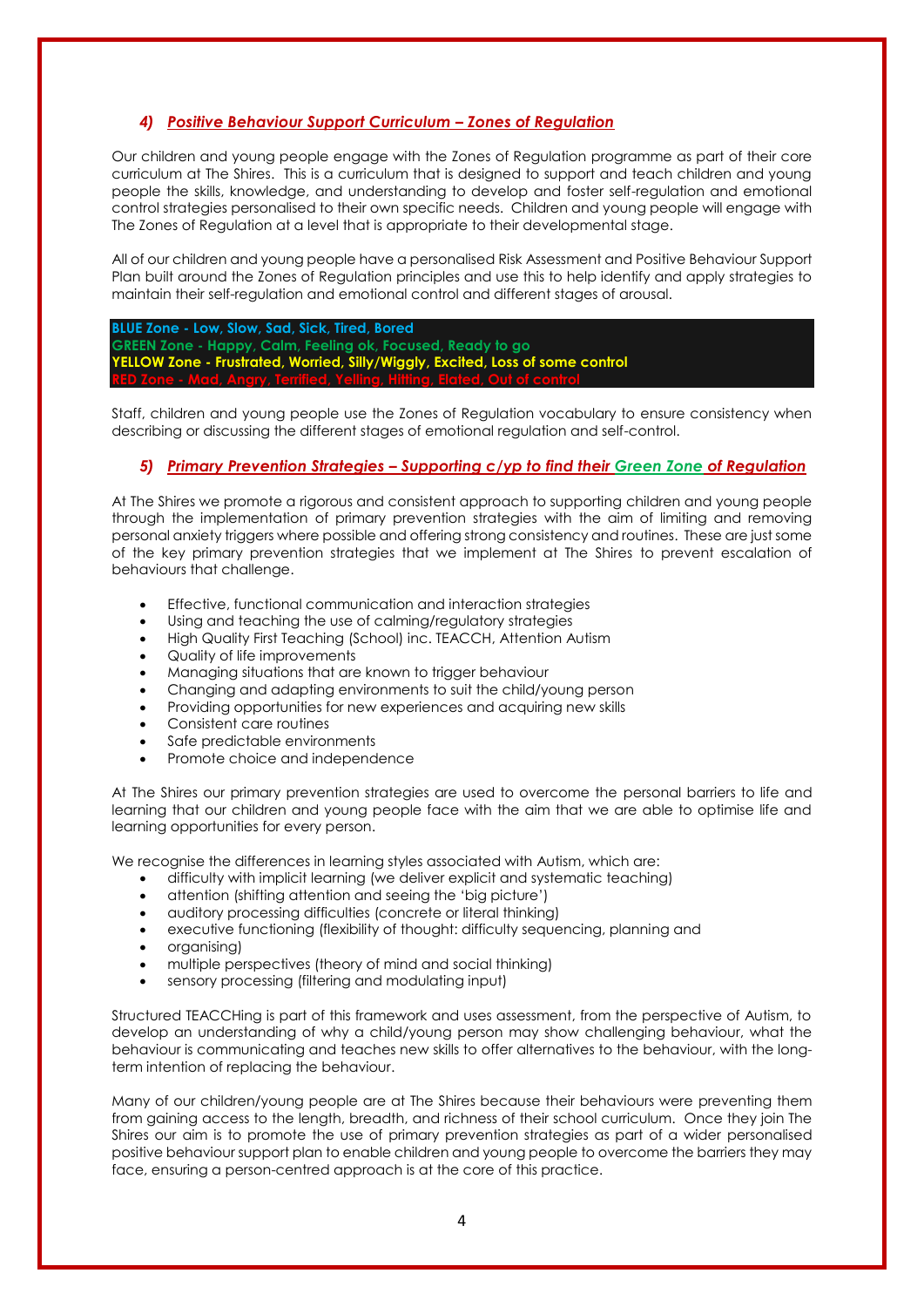### *4) Positive Behaviour Support Curriculum – Zones of Regulation*

Our children and young people engage with the Zones of Regulation programme as part of their core curriculum at The Shires. This is a curriculum that is designed to support and teach children and young people the skills, knowledge, and understanding to develop and foster self-regulation and emotional control strategies personalised to their own specific needs. Children and young people will engage with The Zones of Regulation at a level that is appropriate to their developmental stage.

All of our children and young people have a personalised Risk Assessment and Positive Behaviour Support Plan built around the Zones of Regulation principles and use this to help identify and apply strategies to maintain their self-regulation and emotional control and different stages of arousal.

**BLUE Zone - Low, Slow, Sad, Sick, Tired, Bored**
**GREEN Zone - Happy, Calm, Feeling ok, Focused, Ready to go**
**YELLOW Zone - Frustrated, Worried, Silly/Wiggly, Excited, Loss of some control**
**RED Zone - Mad, Angry, Terrified, Yelling, Hitting, Elated, Out of control**

Staff, children and young people use the Zones of Regulation vocabulary to ensure consistency when describing or discussing the different stages of emotional regulation and self-control.

### *5) Primary Prevention Strategies – Supporting c/yp to find their Green Zone of Regulation*

At The Shires we promote a rigorous and consistent approach to supporting children and young people through the implementation of primary prevention strategies with the aim of limiting and removing personal anxiety triggers where possible and offering strong consistency and routines. These are just some of the key primary prevention strategies that we implement at The Shires to prevent escalation of behaviours that challenge.

- Effective, functional communication and interaction strategies
- Using and teaching the use of calming/regulatory strategies
- High Quality First Teaching (School) inc. TEACCH, Attention Autism
- Quality of life improvements
- Managing situations that are known to trigger behaviour
- Changing and adapting environments to suit the child/young person
- Providing opportunities for new experiences and acquiring new skills
- Consistent care routines
- Safe predictable environments
- Promote choice and independence

At The Shires our primary prevention strategies are used to overcome the personal barriers to life and learning that our children and young people face with the aim that we are able to optimise life and learning opportunities for every person.

We recognise the differences in learning styles associated with Autism, which are:

- difficulty with implicit learning (we deliver explicit and systematic teaching)
- attention (shifting attention and seeing the 'big picture')
- auditory processing difficulties (concrete or literal thinking)
- executive functioning (flexibility of thought: difficulty sequencing, planning and
- organising)
- multiple perspectives (theory of mind and social thinking)
- sensory processing (filtering and modulating input)

Structured TEACCHing is part of this framework and uses assessment, from the perspective of Autism, to develop an understanding of why a child/young person may show challenging behaviour, what the behaviour is communicating and teaches new skills to offer alternatives to the behaviour, with the long-term intention of replacing the behaviour.

Many of our children/young people are at The Shires because their behaviours were preventing them from gaining access to the length, breadth, and richness of their school curriculum. Once they join The Shires our aim is to promote the use of primary prevention strategies as part of a wider personalised positive behaviour support plan to enable children and young people to overcome the barriers they may face, ensuring a person-centred approach is at the core of this practice.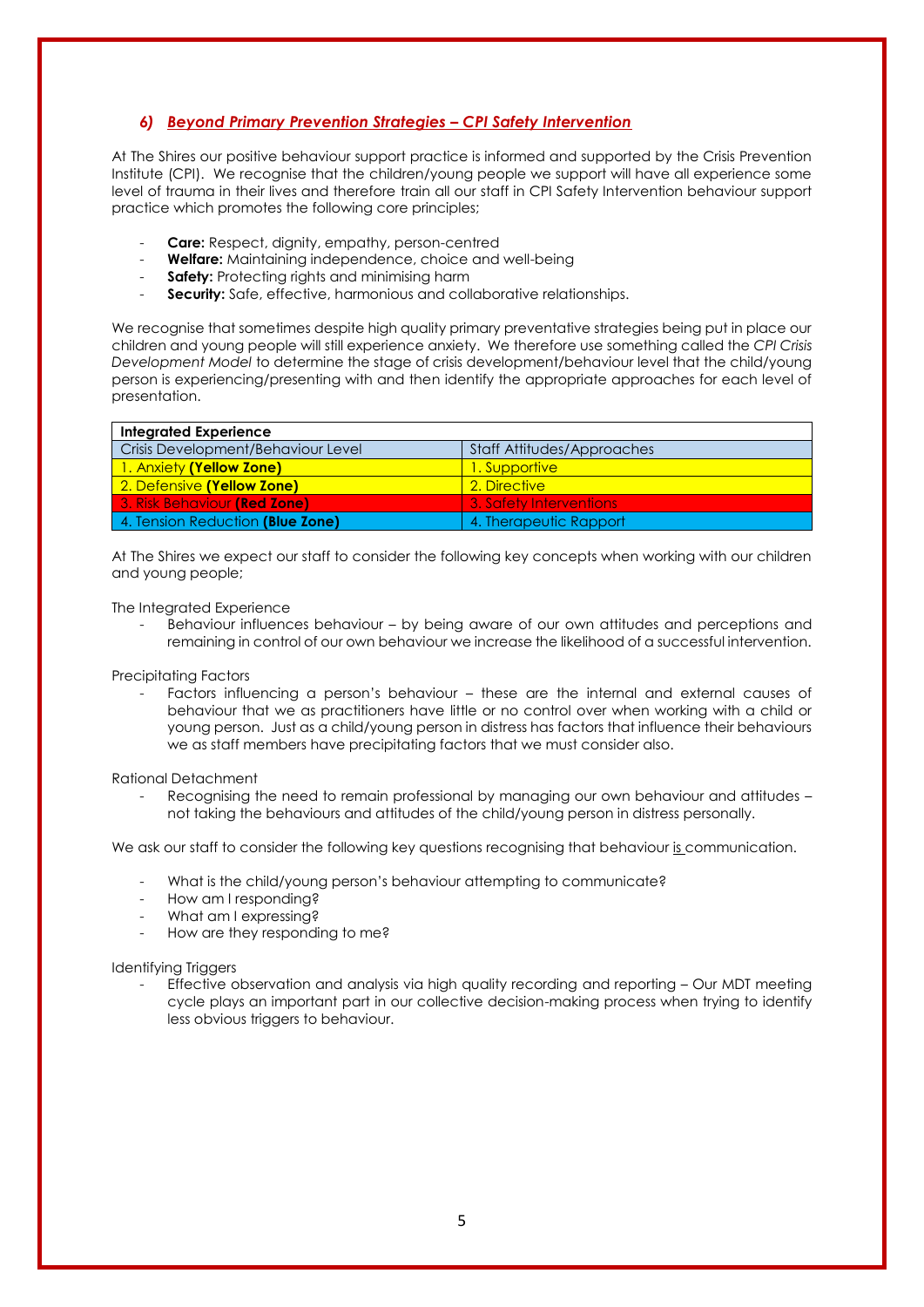### *6) Beyond Primary Prevention Strategies – CPI Safety Intervention*

At The Shires our positive behaviour support practice is informed and supported by the Crisis Prevention Institute (CPI). We recognise that the children/young people we support will have all experience some level of trauma in their lives and therefore train all our staff in CPI Safety Intervention behaviour support practice which promotes the following core principles;

- **Care:** Respect, dignity, empathy, person-centred
- **Welfare:** Maintaining independence, choice and well-being
- **Safety:** Protecting rights and minimising harm
- **Security:** Safe, effective, harmonious and collaborative relationships.

We recognise that sometimes despite high quality primary preventative strategies being put in place our children and young people will still experience anxiety. We therefore use something called the *CPI Crisis Development Model* to determine the stage of crisis development/behaviour level that the child/young person is experiencing/presenting with and then identify the appropriate approaches for each level of presentation.

| **Integrated Experience** | |
|---|---|
| Crisis Development/Behaviour Level | Staff Attitudes/Approaches |
| 1. Anxiety **(Yellow Zone)** | 1. Supportive |
| 2. Defensive **(Yellow Zone)** | 2. Directive |
| 3. Risk Behaviour **(Red Zone)** | 3. Safety Interventions |
| 4. Tension Reduction **(Blue Zone)** | 4. Therapeutic Rapport |

At The Shires we expect our staff to consider the following key concepts when working with our children and young people;

The Integrated Experience

- Behaviour influences behaviour – by being aware of our own attitudes and perceptions and remaining in control of our own behaviour we increase the likelihood of a successful intervention.

Precipitating Factors

- Factors influencing a person's behaviour – these are the internal and external causes of behaviour that we as practitioners have little or no control over when working with a child or young person. Just as a child/young person in distress has factors that influence their behaviours we as staff members have precipitating factors that we must consider also.

Rational Detachment

- Recognising the need to remain professional by managing our own behaviour and attitudes – not taking the behaviours and attitudes of the child/young person in distress personally.

We ask our staff to consider the following key questions recognising that behaviour is communication.

- What is the child/young person's behaviour attempting to communicate?
- How am I responding?
- What am I expressing?
- How are they responding to me?

Identifying Triggers

- Effective observation and analysis via high quality recording and reporting – Our MDT meeting cycle plays an important part in our collective decision-making process when trying to identify less obvious triggers to behaviour.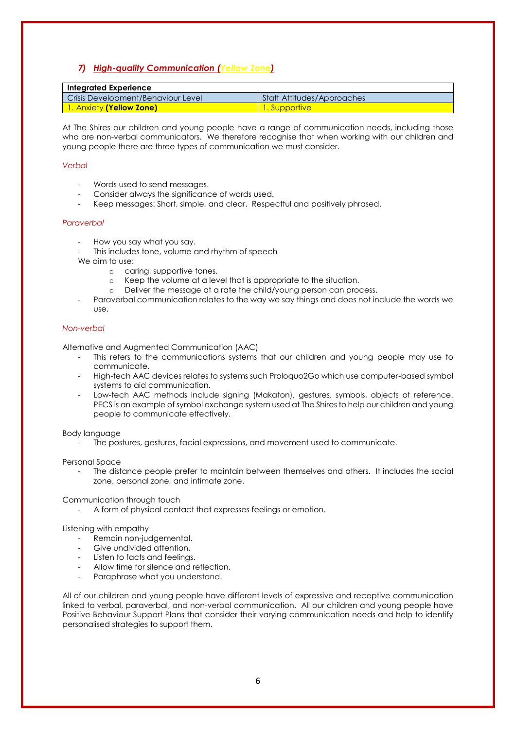### *7) High-quality Communication (Yellow Zone)*

| **Integrated Experience** | |
|---|---|
| Crisis Development/Behaviour Level | Staff Attitudes/Approaches |
| 1. Anxiety **(Yellow Zone)** | 1. Supportive |

At The Shires our children and young people have a range of communication needs, including those who are non-verbal communicators. We therefore recognise that when working with our children and young people there are three types of communication we must consider.

*Verbal*

- Words used to send messages.
- Consider always the significance of words used.
- Keep messages: Short, simple, and clear. Respectful and positively phrased.

*Paraverbal*

- How you say what you say.
- This includes tone, volume and rhythm of speech

We aim to use:
  - caring, supportive tones.
  - Keep the volume at a level that is appropriate to the situation.
  - Deliver the message at a rate the child/young person can process.
- Paraverbal communication relates to the way we say things and does not include the words we use.

*Non-verbal*

Alternative and Augmented Communication (AAC)
- This refers to the communications systems that our children and young people may use to communicate.
- High-tech AAC devices relates to systems such Proloquo2Go which use computer-based symbol systems to aid communication.
- Low-tech AAC methods include signing (Makaton), gestures, symbols, objects of reference. PECS is an example of symbol exchange system used at The Shires to help our children and young people to communicate effectively.

Body language
- The postures, gestures, facial expressions, and movement used to communicate.

Personal Space
- The distance people prefer to maintain between themselves and others. It includes the social zone, personal zone, and intimate zone.

Communication through touch
- A form of physical contact that expresses feelings or emotion.

Listening with empathy
- Remain non-judgemental.
- Give undivided attention.
- Listen to facts and feelings.
- Allow time for silence and reflection.
- Paraphrase what you understand.

All of our children and young people have different levels of expressive and receptive communication linked to verbal, paraverbal, and non-verbal communication. All our children and young people have Positive Behaviour Support Plans that consider their varying communication needs and help to identify personalised strategies to support them.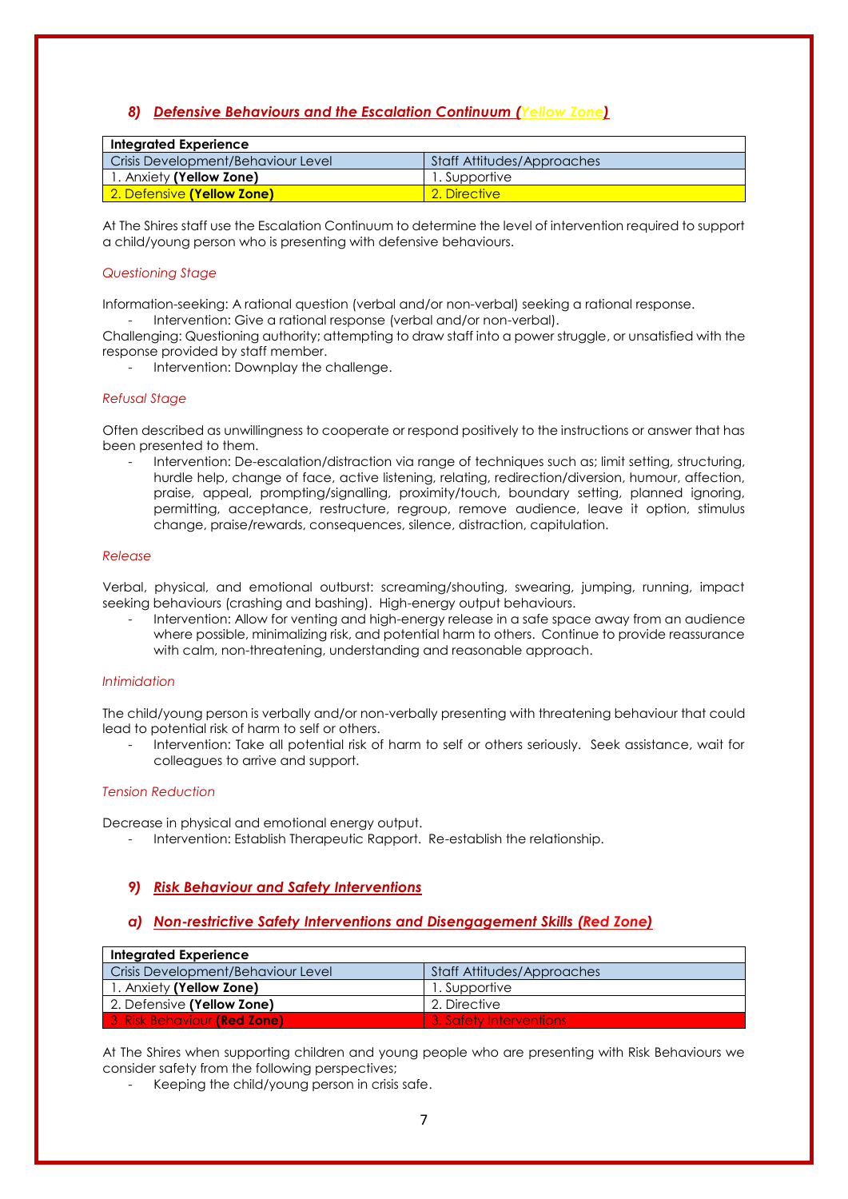### *8) Defensive Behaviours and the Escalation Continuum (Yellow Zone)*

| Integrated Experience | |
|---|---|
| Crisis Development/Behaviour Level | Staff Attitudes/Approaches |
| 1. Anxiety **(Yellow Zone)** | 1. Supportive |
| 2. Defensive **(Yellow Zone)** | 2. Directive |

At The Shires staff use the Escalation Continuum to determine the level of intervention required to support a child/young person who is presenting with defensive behaviours.

*Questioning Stage*

Information-seeking: A rational question (verbal and/or non-verbal) seeking a rational response.

- Intervention: Give a rational response (verbal and/or non-verbal).

Challenging: Questioning authority; attempting to draw staff into a power struggle, or unsatisfied with the response provided by staff member.

- Intervention: Downplay the challenge.

*Refusal Stage*

Often described as unwillingness to cooperate or respond positively to the instructions or answer that has been presented to them.

- Intervention: De-escalation/distraction via range of techniques such as; limit setting, structuring, hurdle help, change of face, active listening, relating, redirection/diversion, humour, affection, praise, appeal, prompting/signalling, proximity/touch, boundary setting, planned ignoring, permitting, acceptance, restructure, regroup, remove audience, leave it option, stimulus change, praise/rewards, consequences, silence, distraction, capitulation.

*Release*

Verbal, physical, and emotional outburst: screaming/shouting, swearing, jumping, running, impact seeking behaviours (crashing and bashing). High-energy output behaviours.

- Intervention: Allow for venting and high-energy release in a safe space away from an audience where possible, minimalizing risk, and potential harm to others. Continue to provide reassurance with calm, non-threatening, understanding and reasonable approach.

*Intimidation*

The child/young person is verbally and/or non-verbally presenting with threatening behaviour that could lead to potential risk of harm to self or others.

- Intervention: Take all potential risk of harm to self or others seriously. Seek assistance, wait for colleagues to arrive and support.

*Tension Reduction*

Decrease in physical and emotional energy output.

- Intervention: Establish Therapeutic Rapport. Re-establish the relationship.

### *9) Risk Behaviour and Safety Interventions*

#### *a) Non-restrictive Safety Interventions and Disengagement Skills (Red Zone)*

| Integrated Experience | |
|---|---|
| Crisis Development/Behaviour Level | Staff Attitudes/Approaches |
| 1. Anxiety **(Yellow Zone)** | 1. Supportive |
| 2. Defensive **(Yellow Zone)** | 2. Directive |
| 3. Risk Behaviour **(Red Zone)** | 3. Safety Interventions |

At The Shires when supporting children and young people who are presenting with Risk Behaviours we consider safety from the following perspectives;

- Keeping the child/young person in crisis safe.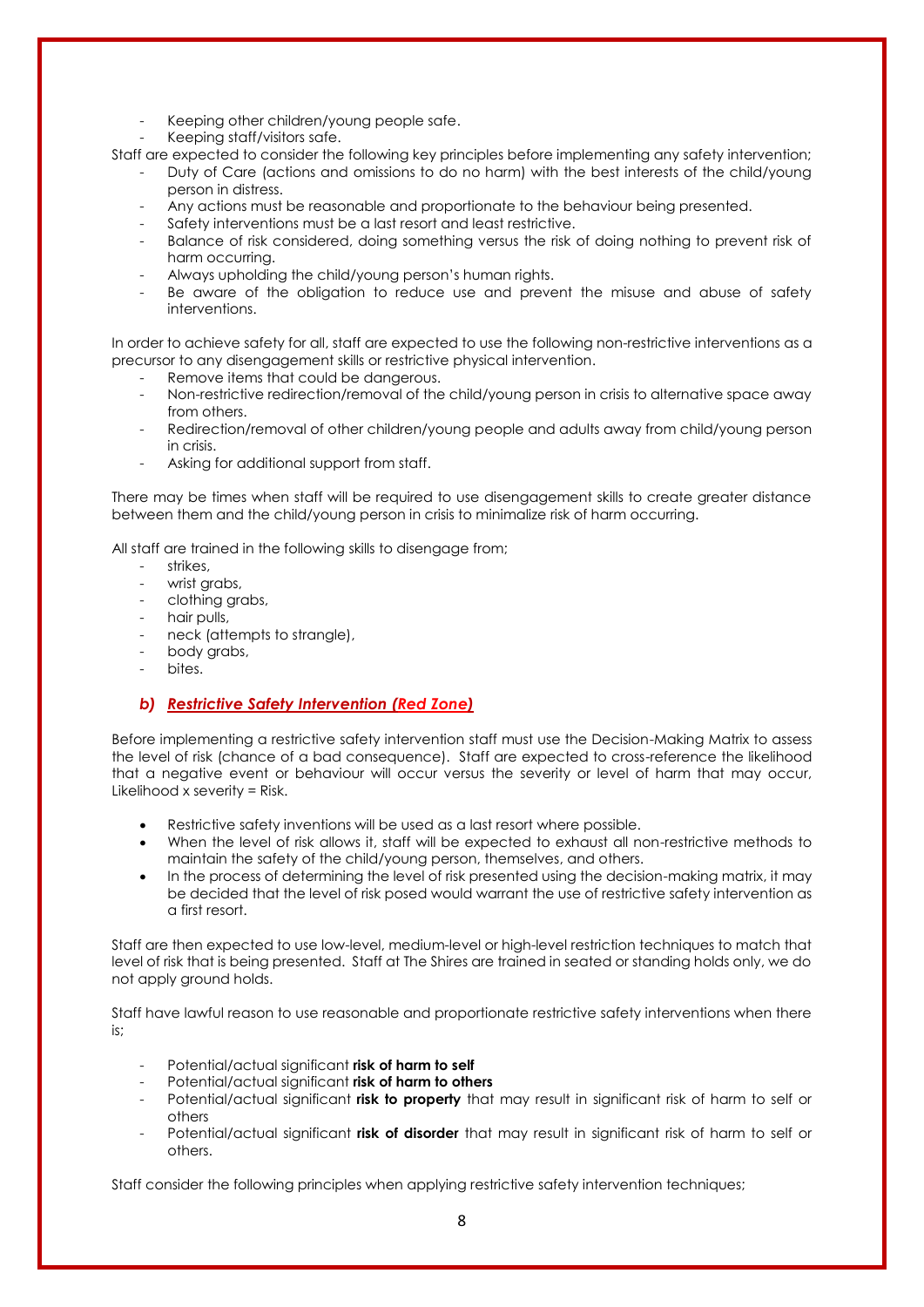- Keeping other children/young people safe.
- Keeping staff/visitors safe.

Staff are expected to consider the following key principles before implementing any safety intervention;

- Duty of Care (actions and omissions to do no harm) with the best interests of the child/young person in distress.
- Any actions must be reasonable and proportionate to the behaviour being presented.
- Safety interventions must be a last resort and least restrictive.
- Balance of risk considered, doing something versus the risk of doing nothing to prevent risk of harm occurring.
- Always upholding the child/young person's human rights.
- Be aware of the obligation to reduce use and prevent the misuse and abuse of safety interventions.

In order to achieve safety for all, staff are expected to use the following non-restrictive interventions as a precursor to any disengagement skills or restrictive physical intervention.

- Remove items that could be dangerous.
- Non-restrictive redirection/removal of the child/young person in crisis to alternative space away from others.
- Redirection/removal of other children/young people and adults away from child/young person in crisis.
- Asking for additional support from staff.

There may be times when staff will be required to use disengagement skills to create greater distance between them and the child/young person in crisis to minimalize risk of harm occurring.

All staff are trained in the following skills to disengage from;

- strikes,
- wrist grabs,
- clothing grabs,
- hair pulls,
- neck (attempts to strangle),
- body grabs,
- bites.

### *b) Restrictive Safety Intervention (Red Zone)*

Before implementing a restrictive safety intervention staff must use the Decision-Making Matrix to assess the level of risk (chance of a bad consequence). Staff are expected to cross-reference the likelihood that a negative event or behaviour will occur versus the severity or level of harm that may occur, Likelihood x severity = Risk.

- Restrictive safety inventions will be used as a last resort where possible.
- When the level of risk allows it, staff will be expected to exhaust all non-restrictive methods to maintain the safety of the child/young person, themselves, and others.
- In the process of determining the level of risk presented using the decision-making matrix, it may be decided that the level of risk posed would warrant the use of restrictive safety intervention as a first resort.

Staff are then expected to use low-level, medium-level or high-level restriction techniques to match that level of risk that is being presented. Staff at The Shires are trained in seated or standing holds only, we do not apply ground holds.

Staff have lawful reason to use reasonable and proportionate restrictive safety interventions when there is;

- Potential/actual significant **risk of harm to self**
- Potential/actual significant **risk of harm to others**
- Potential/actual significant **risk to property** that may result in significant risk of harm to self or others
- Potential/actual significant **risk of disorder** that may result in significant risk of harm to self or others.

Staff consider the following principles when applying restrictive safety intervention techniques;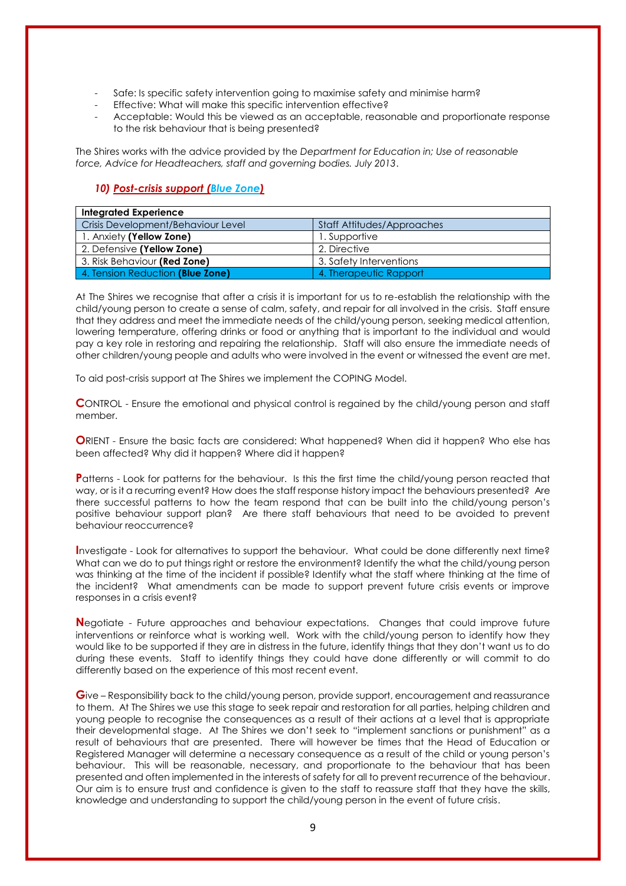- Safe: Is specific safety intervention going to maximise safety and minimise harm?
- Effective: What will make this specific intervention effective?
- Acceptable: Would this be viewed as an acceptable, reasonable and proportionate response to the risk behaviour that is being presented?

The Shires works with the advice provided by the *Department for Education in; Use of reasonable force, Advice for Headteachers, staff and governing bodies. July 2013*.

### *10) Post-crisis support (Blue Zone)*

| **Integrated Experience** | |
|---|---|
| Crisis Development/Behaviour Level | Staff Attitudes/Approaches |
| 1. Anxiety **(Yellow Zone)** | 1. Supportive |
| 2. Defensive **(Yellow Zone)** | 2. Directive |
| 3. Risk Behaviour **(Red Zone)** | 3. Safety Interventions |
| 4. Tension Reduction **(Blue Zone)** | 4. Therapeutic Rapport |

At The Shires we recognise that after a crisis it is important for us to re-establish the relationship with the child/young person to create a sense of calm, safety, and repair for all involved in the crisis. Staff ensure that they address and meet the immediate needs of the child/young person, seeking medical attention, lowering temperature, offering drinks or food or anything that is important to the individual and would pay a key role in restoring and repairing the relationship. Staff will also ensure the immediate needs of other children/young people and adults who were involved in the event or witnessed the event are met.

To aid post-crisis support at The Shires we implement the COPING Model.

**C**ONTROL - Ensure the emotional and physical control is regained by the child/young person and staff member.

**O**RIENT - Ensure the basic facts are considered: What happened? When did it happen? Who else has been affected? Why did it happen? Where did it happen?

**P**atterns - Look for patterns for the behaviour. Is this the first time the child/young person reacted that way, or is it a recurring event? How does the staff response history impact the behaviours presented? Are there successful patterns to how the team respond that can be built into the child/young person's positive behaviour support plan? Are there staff behaviours that need to be avoided to prevent behaviour reoccurrence?

**I**nvestigate - Look for alternatives to support the behaviour. What could be done differently next time? What can we do to put things right or restore the environment? Identify the what the child/young person was thinking at the time of the incident if possible? Identify what the staff where thinking at the time of the incident? What amendments can be made to support prevent future crisis events or improve responses in a crisis event?

**N**egotiate - Future approaches and behaviour expectations. Changes that could improve future interventions or reinforce what is working well. Work with the child/young person to identify how they would like to be supported if they are in distress in the future, identify things that they don't want us to do during these events. Staff to identify things they could have done differently or will commit to do differently based on the experience of this most recent event.

**G**ive – Responsibility back to the child/young person, provide support, encouragement and reassurance to them. At The Shires we use this stage to seek repair and restoration for all parties, helping children and young people to recognise the consequences as a result of their actions at a level that is appropriate their developmental stage. At The Shires we don't seek to "implement sanctions or punishment" as a result of behaviours that are presented. There will however be times that the Head of Education or Registered Manager will determine a necessary consequence as a result of the child or young person's behaviour. This will be reasonable, necessary, and proportionate to the behaviour that has been presented and often implemented in the interests of safety for all to prevent recurrence of the behaviour. Our aim is to ensure trust and confidence is given to the staff to reassure staff that they have the skills, knowledge and understanding to support the child/young person in the event of future crisis.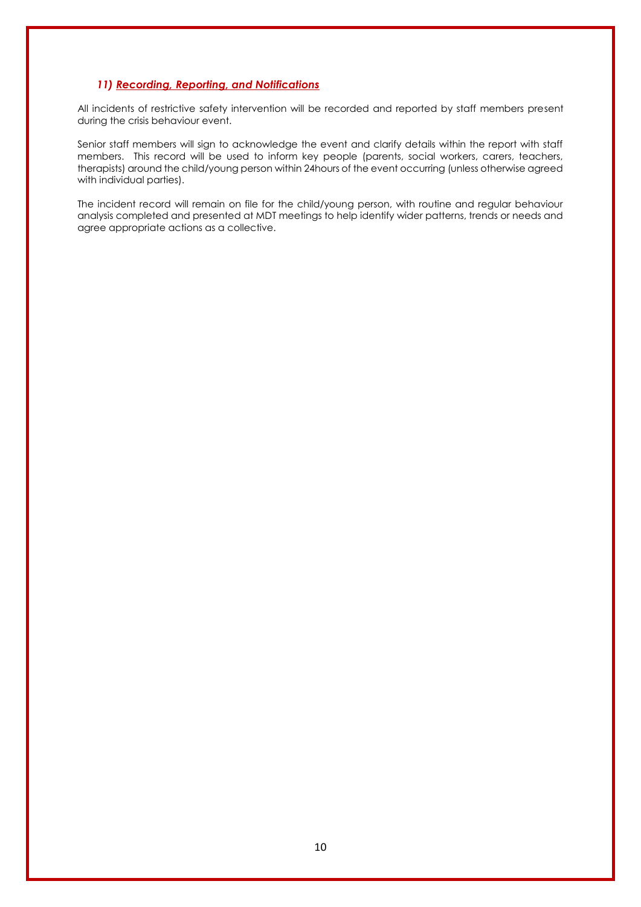### *11) Recording, Reporting, and Notifications*

All incidents of restrictive safety intervention will be recorded and reported by staff members present during the crisis behaviour event.

Senior staff members will sign to acknowledge the event and clarify details within the report with staff members. This record will be used to inform key people (parents, social workers, carers, teachers, therapists) around the child/young person within 24hours of the event occurring (unless otherwise agreed with individual parties).

The incident record will remain on file for the child/young person, with routine and regular behaviour analysis completed and presented at MDT meetings to help identify wider patterns, trends or needs and agree appropriate actions as a collective.